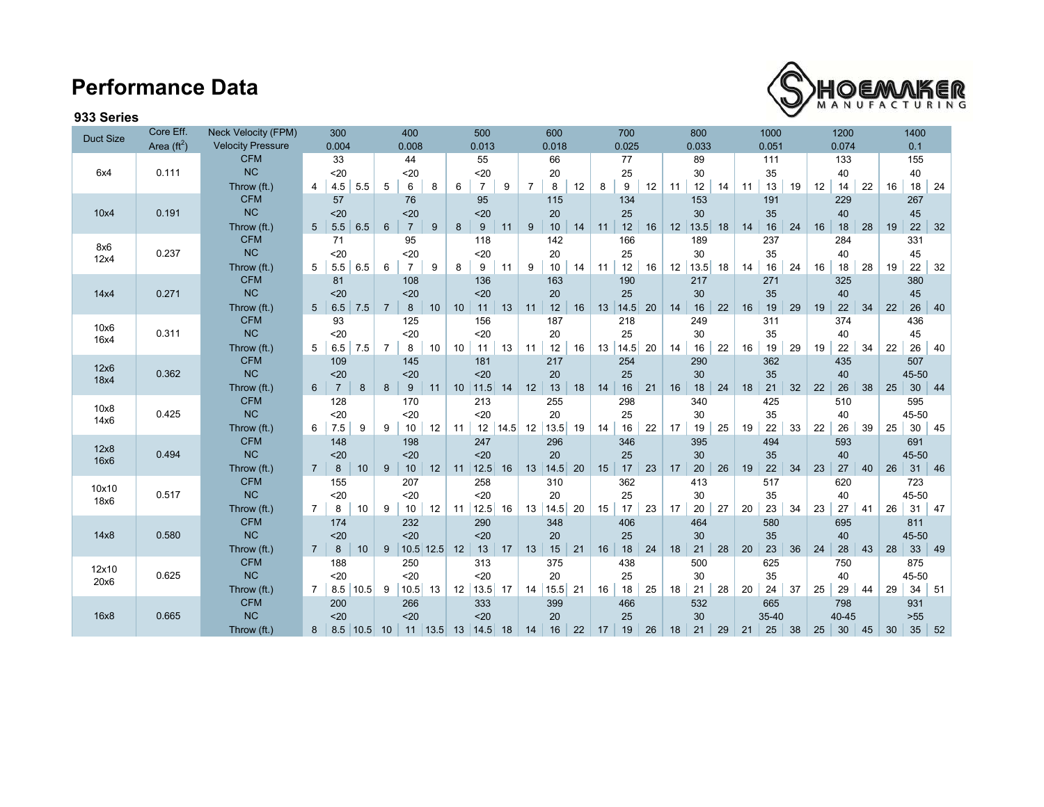# Performance Data

### 933 Series

| Duct Size | Core Eff. Area ($ft^2$) | Neck Velocity (FPM) | 300 | | | 400 | | | 500 | | | 600 | | | 700 | | | 800 | | | 1000 | | | 1200 | | | 1400 | | |
|---|---|---|---|---|---|---|---|---|---|---|---|---|---|---|---|---|---|---|---|---|---|---|---|---|---|---|---|---|---|
| | | Velocity Pressure | | 0.004 | | | 0.008 | | | 0.013 | | | 0.018 | | | 0.025 | | | 0.033 | | | 0.051 | | | 0.074 | | | 0.1 | |
| 6x4 | 0.111 | CFM | | 33 | | | 44 | | | 55 | | | 66 | | | 77 | | | 89 | | | 111 | | | 133 | | | 155 | |
| | | NC | | <20 | | | <20 | | | <20 | | | 20 | | | 25 | | | 30 | | | 35 | | | 40 | | | 40 | |
| | | Throw (ft.) | 4 | 4.5 | 5.5 | 5 | 6 | 8 | 6 | 7 | 9 | 7 | 8 | 12 | 8 | 9 | 12 | 11 | 12 | 14 | 11 | 13 | 19 | 12 | 14 | 22 | 16 | 18 | 24 |
| 10x4 | 0.191 | CFM | | 57 | | | 76 | | | 95 | | | 115 | | | 134 | | | 153 | | | 191 | | | 229 | | | 267 | |
| | | NC | | <20 | | | <20 | | | <20 | | | 20 | | | 25 | | | 30 | | | 35 | | | 40 | | | 45 | |
| | | Throw (ft.) | 5 | 5.5 | 6.5 | 6 | 7 | 9 | 8 | 9 | 11 | 9 | 10 | 14 | 11 | 12 | 16 | 12 | 13.5 | 18 | 14 | 16 | 24 | 16 | 18 | 28 | 19 | 22 | 32 |
| 8x6 12x4 | 0.237 | CFM | | 71 | | | 95 | | | 118 | | | 142 | | | 166 | | | 189 | | | 237 | | | 284 | | | 331 | |
| | | NC | | <20 | | | <20 | | | <20 | | | 20 | | | 25 | | | 30 | | | 35 | | | 40 | | | 45 | |
| | | Throw (ft.) | 5 | 5.5 | 6.5 | 6 | 7 | 9 | 8 | 9 | 11 | 9 | 10 | 14 | 11 | 12 | 16 | 12 | 13.5 | 18 | 14 | 16 | 24 | 16 | 18 | 28 | 19 | 22 | 32 |
| 14x4 | 0.271 | CFM | | 81 | | | 108 | | | 136 | | | 163 | | | 190 | | | 217 | | | 271 | | | 325 | | | 380 | |
| | | NC | | <20 | | | <20 | | | <20 | | | 20 | | | 25 | | | 30 | | | 35 | | | 40 | | | 45 | |
| | | Throw (ft.) | 5 | 6.5 | 7.5 | 7 | 8 | 10 | 10 | 11 | 13 | 11 | 12 | 16 | 13 | 14.5 | 20 | 14 | 16 | 22 | 16 | 19 | 29 | 19 | 22 | 34 | 22 | 26 | 40 |
| 10x6 16x4 | 0.311 | CFM | | 93 | | | 125 | | | 156 | | | 187 | | | 218 | | | 249 | | | 311 | | | 374 | | | 436 | |
| | | NC | | <20 | | | <20 | | | <20 | | | 20 | | | 25 | | | 30 | | | 35 | | | 40 | | | 45 | |
| | | Throw (ft.) | 5 | 6.5 | 7.5 | 7 | 8 | 10 | 10 | 11 | 13 | 11 | 12 | 16 | 13 | 14.5 | 20 | 14 | 16 | 22 | 16 | 19 | 29 | 19 | 22 | 34 | 22 | 26 | 40 |
| 12x6 18x4 | 0.362 | CFM | | 109 | | | 145 | | | 181 | | | 217 | | | 254 | | | 290 | | | 362 | | | 435 | | | 507 | |
| | | NC | | <20 | | | <20 | | | <20 | | | 20 | | | 25 | | | 30 | | | 35 | | | 40 | | | 45-50 | |
| | | Throw (ft.) | 6 | 7 | 8 | 8 | 9 | 11 | 10 | 11.5 | 14 | 12 | 13 | 18 | 14 | 16 | 21 | 16 | 18 | 24 | 18 | 21 | 32 | 22 | 26 | 38 | 25 | 30 | 44 |
| 10x8 14x6 | 0.425 | CFM | | 128 | | | 170 | | | 213 | | | 255 | | | 298 | | | 340 | | | 425 | | | 510 | | | 595 | |
| | | NC | | <20 | | | <20 | | | <20 | | | 20 | | | 25 | | | 30 | | | 35 | | | 40 | | | 45-50 | |
| | | Throw (ft.) | 6 | 7.5 | 9 | 9 | 10 | 12 | 11 | 12 | 14.5 | 12 | 13.5 | 19 | 14 | 16 | 22 | 17 | 19 | 25 | 19 | 22 | 33 | 22 | 26 | 39 | 25 | 30 | 45 |
| 12x8 16x6 | 0.494 | CFM | | 148 | | | 198 | | | 247 | | | 296 | | | 346 | | | 395 | | | 494 | | | 593 | | | 691 | |
| | | NC | | <20 | | | <20 | | | <20 | | | 20 | | | 25 | | | 30 | | | 35 | | | 40 | | | 45-50 | |
| | | Throw (ft.) | 7 | 8 | 10 | 9 | 10 | 12 | 11 | 12.5 | 16 | 13 | 14.5 | 20 | 15 | 17 | 23 | 17 | 20 | 26 | 19 | 22 | 34 | 23 | 27 | 40 | 26 | 31 | 46 |
| 10x10 18x6 | 0.517 | CFM | | 155 | | | 207 | | | 258 | | | 310 | | | 362 | | | 413 | | | 517 | | | 620 | | | 723 | |
| | | NC | | <20 | | | <20 | | | <20 | | | 20 | | | 25 | | | 30 | | | 35 | | | 40 | | | 45-50 | |
| | | Throw (ft.) | 7 | 8 | 10 | 9 | 10 | 12 | 11 | 12.5 | 16 | 13 | 14.5 | 20 | 15 | 17 | 23 | 17 | 20 | 27 | 20 | 23 | 34 | 23 | 27 | 41 | 26 | 31 | 47 |
| 14x8 | 0.580 | CFM | | 174 | | | 232 | | | 290 | | | 348 | | | 406 | | | 464 | | | 580 | | | 695 | | | 811 | |
| | | NC | | <20 | | | <20 | | | <20 | | | 20 | | | 25 | | | 30 | | | 35 | | | 40 | | | 45-50 | |
| | | Throw (ft.) | 7 | 8 | 10 | 9 | 10.5 | 12.5 | 12 | 13 | 17 | 13 | 15 | 21 | 16 | 18 | 24 | 18 | 21 | 28 | 20 | 23 | 36 | 24 | 28 | 43 | 28 | 33 | 49 |
| 12x10 20x6 | 0.625 | CFM | | 188 | | | 250 | | | 313 | | | 375 | | | 438 | | | 500 | | | 625 | | | 750 | | | 875 | |
| | | NC | | <20 | | | <20 | | | <20 | | | 20 | | | 25 | | | 30 | | | 35 | | | 40 | | | 45-50 | |
| | | Throw (ft.) | 7 | 8.5 | 10.5 | 9 | 10.5 | 13 | 12 | 13.5 | 17 | 14 | 15.5 | 21 | 16 | 18 | 25 | 18 | 21 | 28 | 20 | 24 | 37 | 25 | 29 | 44 | 29 | 34 | 51 |
| 16x8 | 0.665 | CFM | | 200 | | | 266 | | | 333 | | | 399 | | | 466 | | | 532 | | | 665 | | | 798 | | | 931 | |
| | | NC | | <20 | | | <20 | | | <20 | | | 20 | | | 25 | | | 30 | | | 35-40 | | | 40-45 | | | >55 | |
| | | Throw (ft.) | 8 | 8.5 | 10.5 | 10 | 11 | 13.5 | 13 | 14.5 | 18 | 14 | 16 | 22 | 17 | 19 | 26 | 18 | 21 | 29 | 21 | 25 | 38 | 25 | 30 | 45 | 30 | 35 | 52 |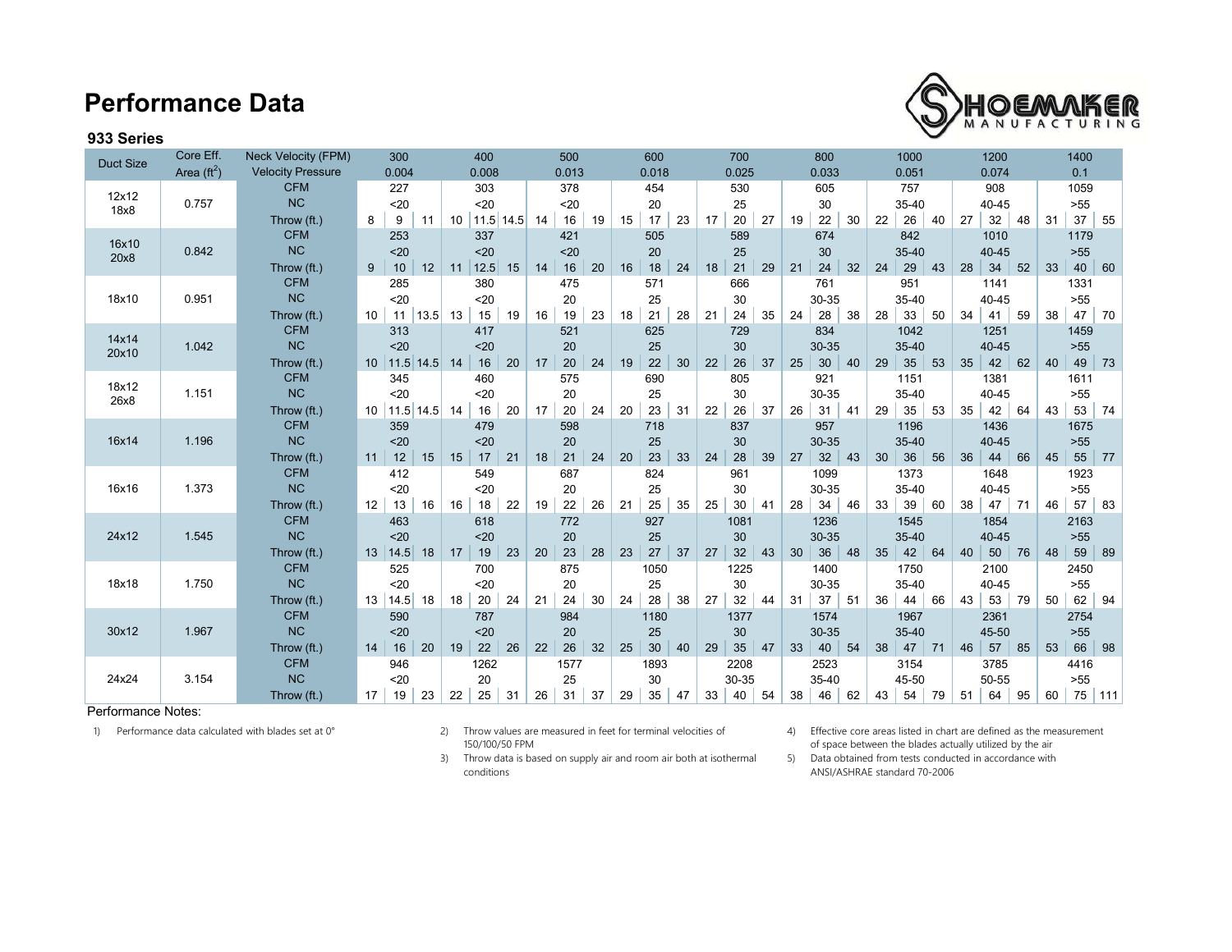# Performance Data

## 933 Series

| Duct Size | Core Eff. Area ($ft^2$) | Neck Velocity (FPM) | 300 | | | 400 | | | 500 | | | 600 | | | 700 | | | 800 | | | 1000 | | | 1200 | | | 1400 | | |
|---|---|---|---|---|---|---|---|---|---|---|---|---|---|---|---|---|---|---|---|---|---|---|---|---|---|---|---|---|---|
| | | Velocity Pressure | 0.004 | | | 0.008 | | | 0.013 | | | 0.018 | | | 0.025 | | | 0.033 | | | 0.051 | | | 0.074 | | | 0.1 | | |
| 12x12 18x8 | 0.757 | CFM | 227 | | | 303 | | | 378 | | | 454 | | | 530 | | | 605 | | | 757 | | | 908 | | | 1059 | | |
| | | NC | <20 | | | <20 | | | <20 | | | 20 | | | 25 | | | 30 | | | 35-40 | | | 40-45 | | | >55 | | |
| | | Throw (ft.) | 8 | 9 | 11 | 10 | 11.5 | 14.5 | 14 | 16 | 19 | 15 | 17 | 23 | 17 | 20 | 27 | 19 | 22 | 30 | 22 | 26 | 40 | 27 | 32 | 48 | 31 | 37 | 55 |
| 16x10 20x8 | 0.842 | CFM | 253 | | | 337 | | | 421 | | | 505 | | | 589 | | | 674 | | | 842 | | | 1010 | | | 1179 | | |
| | | NC | <20 | | | <20 | | | <20 | | | 20 | | | 25 | | | 30 | | | 35-40 | | | 40-45 | | | >55 | | |
| | | Throw (ft.) | 9 | 10 | 12 | 11 | 12.5 | 15 | 14 | 16 | 20 | 16 | 18 | 24 | 18 | 21 | 29 | 21 | 24 | 32 | 24 | 29 | 43 | 28 | 34 | 52 | 33 | 40 | 60 |
| 18x10 | 0.951 | CFM | 285 | | | 380 | | | 475 | | | 571 | | | 666 | | | 761 | | | 951 | | | 1141 | | | 1331 | | |
| | | NC | <20 | | | <20 | | | 20 | | | 25 | | | 30 | | | 30-35 | | | 35-40 | | | 40-45 | | | >55 | | |
| | | Throw (ft.) | 10 | 11 | 13.5 | 13 | 15 | 19 | 16 | 19 | 23 | 18 | 21 | 28 | 21 | 24 | 35 | 24 | 28 | 38 | 28 | 33 | 50 | 34 | 41 | 59 | 38 | 47 | 70 |
| 14x14 20x10 | 1.042 | CFM | 313 | | | 417 | | | 521 | | | 625 | | | 729 | | | 834 | | | 1042 | | | 1251 | | | 1459 | | |
| | | NC | <20 | | | <20 | | | 20 | | | 25 | | | 30 | | | 30-35 | | | 35-40 | | | 40-45 | | | >55 | | |
| | | Throw (ft.) | 10 | 11.5 | 14.5 | 14 | 16 | 20 | 17 | 20 | 24 | 19 | 22 | 30 | 22 | 26 | 37 | 25 | 30 | 40 | 29 | 35 | 53 | 35 | 42 | 62 | 40 | 49 | 73 |
| 18x12 26x8 | 1.151 | CFM | 345 | | | 460 | | | 575 | | | 690 | | | 805 | | | 921 | | | 1151 | | | 1381 | | | 1611 | | |
| | | NC | <20 | | | <20 | | | 20 | | | 25 | | | 30 | | | 30-35 | | | 35-40 | | | 40-45 | | | >55 | | |
| | | Throw (ft.) | 10 | 11.5 | 14.5 | 14 | 16 | 20 | 17 | 20 | 24 | 20 | 23 | 31 | 22 | 26 | 37 | 26 | 31 | 41 | 29 | 35 | 53 | 35 | 42 | 64 | 43 | 53 | 74 |
| 16x14 | 1.196 | CFM | 359 | | | 479 | | | 598 | | | 718 | | | 837 | | | 957 | | | 1196 | | | 1436 | | | 1675 | | |
| | | NC | <20 | | | <20 | | | 20 | | | 25 | | | 30 | | | 30-35 | | | 35-40 | | | 40-45 | | | >55 | | |
| | | Throw (ft.) | 11 | 12 | 15 | 15 | 17 | 21 | 18 | 21 | 24 | 20 | 23 | 33 | 24 | 28 | 39 | 27 | 32 | 43 | 30 | 36 | 56 | 36 | 44 | 66 | 45 | 55 | 77 |
| 16x16 | 1.373 | CFM | 412 | | | 549 | | | 687 | | | 824 | | | 961 | | | 1099 | | | 1373 | | | 1648 | | | 1923 | | |
| | | NC | <20 | | | <20 | | | 20 | | | 25 | | | 30 | | | 30-35 | | | 35-40 | | | 40-45 | | | >55 | | |
| | | Throw (ft.) | 12 | 13 | 16 | 16 | 18 | 22 | 19 | 22 | 26 | 21 | 25 | 35 | 25 | 30 | 41 | 28 | 34 | 46 | 33 | 39 | 60 | 38 | 47 | 71 | 46 | 57 | 83 |
| 24x12 | 1.545 | CFM | 463 | | | 618 | | | 772 | | | 927 | | | 1081 | | | 1236 | | | 1545 | | | 1854 | | | 2163 | | |
| | | NC | <20 | | | <20 | | | 20 | | | 25 | | | 30 | | | 30-35 | | | 35-40 | | | 40-45 | | | >55 | | |
| | | Throw (ft.) | 13 | 14.5 | 18 | 17 | 19 | 23 | 20 | 23 | 28 | 23 | 27 | 37 | 27 | 32 | 43 | 30 | 36 | 48 | 35 | 42 | 64 | 40 | 50 | 76 | 48 | 59 | 89 |
| 18x18 | 1.750 | CFM | 525 | | | 700 | | | 875 | | | 1050 | | | 1225 | | | 1400 | | | 1750 | | | 2100 | | | 2450 | | |
| | | NC | <20 | | | <20 | | | 20 | | | 25 | | | 30 | | | 30-35 | | | 35-40 | | | 40-45 | | | >55 | | |
| | | Throw (ft.) | 13 | 14.5 | 18 | 18 | 20 | 24 | 21 | 24 | 30 | 24 | 28 | 38 | 27 | 32 | 44 | 31 | 37 | 51 | 36 | 44 | 66 | 43 | 53 | 79 | 50 | 62 | 94 |
| 30x12 | 1.967 | CFM | 590 | | | 787 | | | 984 | | | 1180 | | | 1377 | | | 1574 | | | 1967 | | | 2361 | | | 2754 | | |
| | | NC | <20 | | | <20 | | | 20 | | | 25 | | | 30 | | | 30-35 | | | 35-40 | | | 45-50 | | | >55 | | |
| | | Throw (ft.) | 14 | 16 | 20 | 19 | 22 | 26 | 22 | 26 | 32 | 25 | 30 | 40 | 29 | 35 | 47 | 33 | 40 | 54 | 38 | 47 | 71 | 46 | 57 | 85 | 53 | 66 | 98 |
| 24x24 | 3.154 | CFM | 946 | | | 1262 | | | 1577 | | | 1893 | | | 2208 | | | 2523 | | | 3154 | | | 3785 | | | 4416 | | |
| | | NC | <20 | | | 20 | | | 25 | | | 30 | | | 30-35 | | | 35-40 | | | 45-50 | | | 50-55 | | | >55 | | |
| | | Throw (ft.) | 17 | 19 | 23 | 22 | 25 | 31 | 26 | 31 | 37 | 29 | 35 | 47 | 33 | 40 | 54 | 38 | 46 | 62 | 43 | 54 | 79 | 51 | 64 | 95 | 60 | 75 | 111 |

Performance Notes:

1) Performance data calculated with blades set at 0°
2) Throw values are measured in feet for terminal velocities of 150/100/50 FPM
3) Throw data is based on supply air and room air both at isothermal conditions
4) Effective core areas listed in chart are defined as the measurement of space between the blades actually utilized by the air
5) Data obtained from tests conducted in accordance with ANSI/ASHRAE standard 70-2006